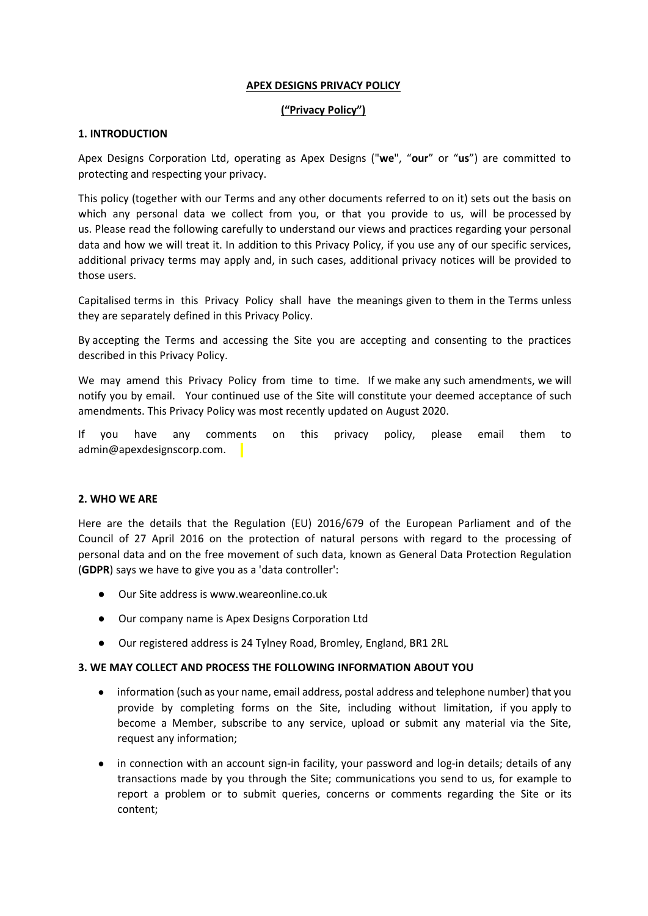**APEX DESIGNS PRIVACY POLICY**

**("Privacy Policy")**

**1. INTRODUCTION**

Apex Designs Corporation Ltd, operating as Apex Designs ("**we**", "**our**" or "**us**") are committed to protecting and respecting your privacy.

This policy (together with our Terms and any other documents referred to on it) sets out the basis on which any personal data we collect from you, or that you provide to us, will be processed by us. Please read the following carefully to understand our views and practices regarding your personal data and how we will treat it. In addition to this Privacy Policy, if you use any of our specific services, additional privacy terms may apply and, in such cases, additional privacy notices will be provided to those users.

Capitalised terms in this Privacy Policy shall have the meanings given to them in the Terms unless they are separately defined in this Privacy Policy.

By accepting the Terms and accessing the Site you are accepting and consenting to the practices described in this Privacy Policy.

We may amend this Privacy Policy from time to time. If we make any such amendments, we will notify you by email. Your continued use of the Site will constitute your deemed acceptance of such amendments. This Privacy Policy was most recently updated on August 2020.

If you have any comments on this privacy policy, please email them to admin@apexdesignscorp.com.

**2. WHO WE ARE**

Here are the details that the Regulation (EU) 2016/679 of the European Parliament and of the Council of 27 April 2016 on the protection of natural persons with regard to the processing of personal data and on the free movement of such data, known as General Data Protection Regulation (**GDPR**) says we have to give you as a 'data controller':

- Our Site address is www.weareonline.co.uk
- Our company name is Apex Designs Corporation Ltd
- Our registered address is 24 Tylney Road, Bromley, England, BR1 2RL

**3. WE MAY COLLECT AND PROCESS THE FOLLOWING INFORMATION ABOUT YOU**

- information (such as your name, email address, postal address and telephone number) that you provide by completing forms on the Site, including without limitation, if you apply to become a Member, subscribe to any service, upload or submit any material via the Site, request any information;
- in connection with an account sign-in facility, your password and log-in details; details of any transactions made by you through the Site; communications you send to us, for example to report a problem or to submit queries, concerns or comments regarding the Site or its content;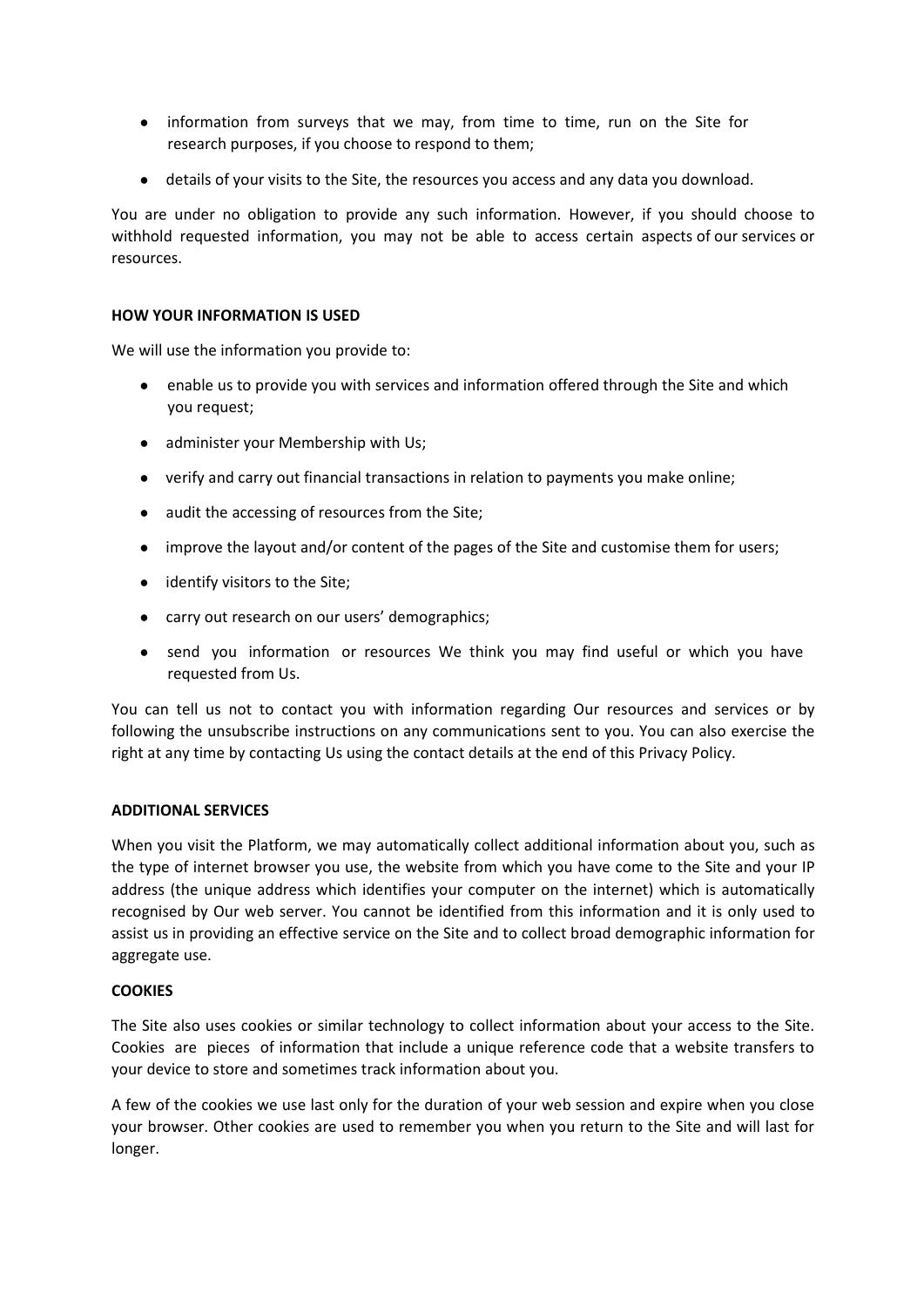- information from surveys that we may, from time to time, run on the Site for research purposes, if you choose to respond to them;
- details of your visits to the Site, the resources you access and any data you download.

You are under no obligation to provide any such information. However, if you should choose to withhold requested information, you may not be able to access certain aspects of our services or resources.

**HOW YOUR INFORMATION IS USED**

We will use the information you provide to:

- enable us to provide you with services and information offered through the Site and which you request;
- administer your Membership with Us;
- verify and carry out financial transactions in relation to payments you make online;
- audit the accessing of resources from the Site;
- improve the layout and/or content of the pages of the Site and customise them for users;
- identify visitors to the Site;
- carry out research on our users' demographics;
- send you information or resources We think you may find useful or which you have requested from Us.

You can tell us not to contact you with information regarding Our resources and services or by following the unsubscribe instructions on any communications sent to you. You can also exercise the right at any time by contacting Us using the contact details at the end of this Privacy Policy.

**ADDITIONAL SERVICES**

When you visit the Platform, we may automatically collect additional information about you, such as the type of internet browser you use, the website from which you have come to the Site and your IP address (the unique address which identifies your computer on the internet) which is automatically recognised by Our web server. You cannot be identified from this information and it is only used to assist us in providing an effective service on the Site and to collect broad demographic information for aggregate use.

**COOKIES**

The Site also uses cookies or similar technology to collect information about your access to the Site. Cookies are pieces of information that include a unique reference code that a website transfers to your device to store and sometimes track information about you.

A few of the cookies we use last only for the duration of your web session and expire when you close your browser. Other cookies are used to remember you when you return to the Site and will last for longer.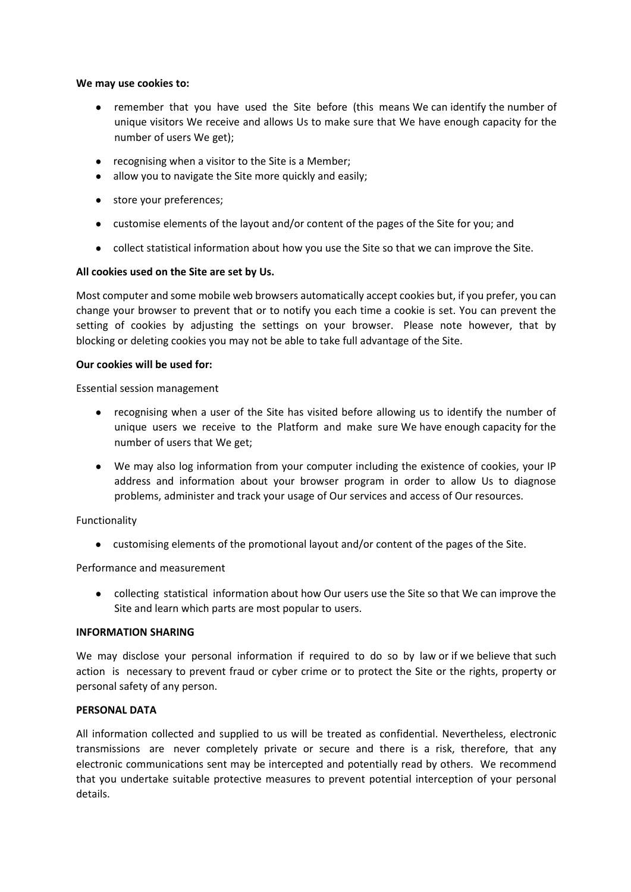**We may use cookies to:**

- remember that you have used the Site before (this means We can identify the number of unique visitors We receive and allows Us to make sure that We have enough capacity for the number of users We get);
- recognising when a visitor to the Site is a Member;
- allow you to navigate the Site more quickly and easily;
- store your preferences;
- customise elements of the layout and/or content of the pages of the Site for you; and
- collect statistical information about how you use the Site so that we can improve the Site.

**All cookies used on the Site are set by Us.**

Most computer and some mobile web browsers automatically accept cookies but, if you prefer, you can change your browser to prevent that or to notify you each time a cookie is set. You can prevent the setting of cookies by adjusting the settings on your browser. Please note however, that by blocking or deleting cookies you may not be able to take full advantage of the Site.

**Our cookies will be used for:**

Essential session management

- recognising when a user of the Site has visited before allowing us to identify the number of unique users we receive to the Platform and make sure We have enough capacity for the number of users that We get;
- We may also log information from your computer including the existence of cookies, your IP address and information about your browser program in order to allow Us to diagnose problems, administer and track your usage of Our services and access of Our resources.

Functionality

- customising elements of the promotional layout and/or content of the pages of the Site.

Performance and measurement

- collecting statistical information about how Our users use the Site so that We can improve the Site and learn which parts are most popular to users.

**INFORMATION SHARING**

We may disclose your personal information if required to do so by law or if we believe that such action is necessary to prevent fraud or cyber crime or to protect the Site or the rights, property or personal safety of any person.

**PERSONAL DATA**

All information collected and supplied to us will be treated as confidential. Nevertheless, electronic transmissions are never completely private or secure and there is a risk, therefore, that any electronic communications sent may be intercepted and potentially read by others. We recommend that you undertake suitable protective measures to prevent potential interception of your personal details.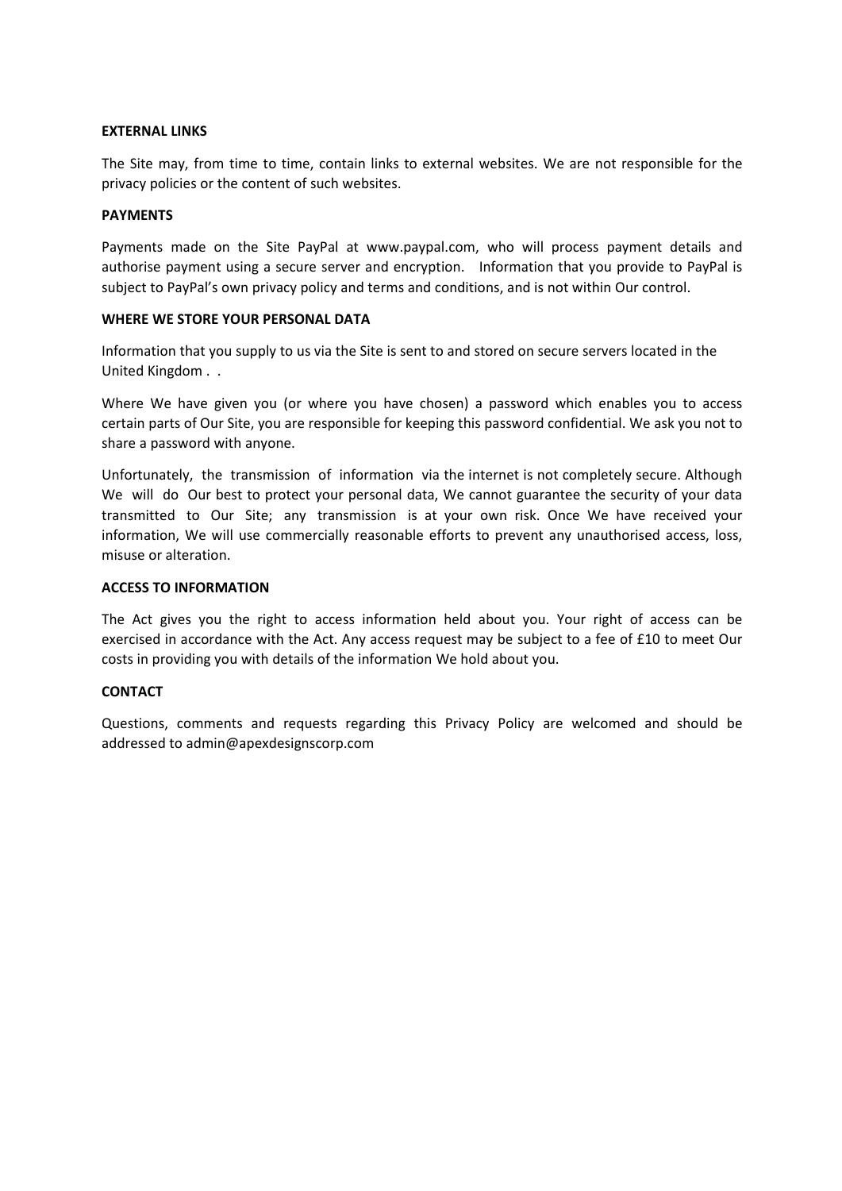**EXTERNAL LINKS**

The Site may, from time to time, contain links to external websites. We are not responsible for the privacy policies or the content of such websites.

**PAYMENTS**

Payments made on the Site PayPal at www.paypal.com, who will process payment details and authorise payment using a secure server and encryption. Information that you provide to PayPal is subject to PayPal's own privacy policy and terms and conditions, and is not within Our control.

**WHERE WE STORE YOUR PERSONAL DATA**

Information that you supply to us via the Site is sent to and stored on secure servers located in the United Kingdom . .

Where We have given you (or where you have chosen) a password which enables you to access certain parts of Our Site, you are responsible for keeping this password confidential. We ask you not to share a password with anyone.

Unfortunately, the transmission of information via the internet is not completely secure. Although We will do Our best to protect your personal data, We cannot guarantee the security of your data transmitted to Our Site; any transmission is at your own risk. Once We have received your information, We will use commercially reasonable efforts to prevent any unauthorised access, loss, misuse or alteration.

**ACCESS TO INFORMATION**

The Act gives you the right to access information held about you. Your right of access can be exercised in accordance with the Act. Any access request may be subject to a fee of £10 to meet Our costs in providing you with details of the information We hold about you.

**CONTACT**

Questions, comments and requests regarding this Privacy Policy are welcomed and should be addressed to admin@apexdesignscorp.com